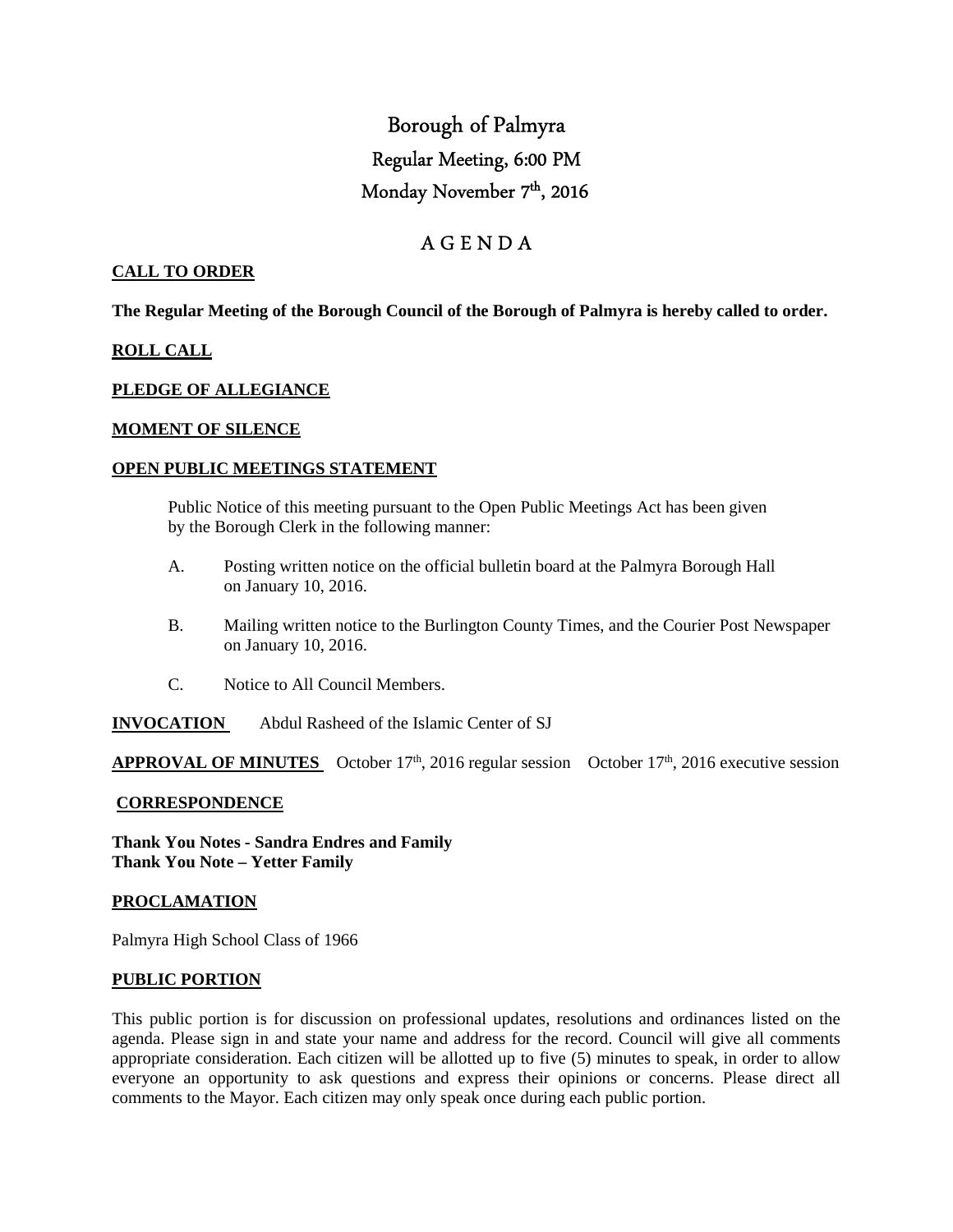# Borough of Palmyra

## Regular Meeting, 6:00 PM

## Monday November 7th, 2016

## A G E N D A

**CALL TO ORDER**

**The Regular Meeting of the Borough Council of the Borough of Palmyra is hereby called to order.**

**ROLL CALL**

**PLEDGE OF ALLEGIANCE**

**MOMENT OF SILENCE**

**OPEN PUBLIC MEETINGS STATEMENT**

Public Notice of this meeting pursuant to the Open Public Meetings Act has been given by the Borough Clerk in the following manner:

A. Posting written notice on the official bulletin board at the Palmyra Borough Hall on January 10, 2016.

B. Mailing written notice to the Burlington County Times, and the Courier Post Newspaper on January 10, 2016.

C. Notice to All Council Members.

**INVOCATION** Abdul Rasheed of the Islamic Center of SJ

**APPROVAL OF MINUTES** October 17th, 2016 regular session October 17th, 2016 executive session

**CORRESPONDENCE**

**Thank You Notes - Sandra Endres and Family**
**Thank You Note – Yetter Family**

**PROCLAMATION**

Palmyra High School Class of 1966

**PUBLIC PORTION**

This public portion is for discussion on professional updates, resolutions and ordinances listed on the agenda. Please sign in and state your name and address for the record. Council will give all comments appropriate consideration. Each citizen will be allotted up to five (5) minutes to speak, in order to allow everyone an opportunity to ask questions and express their opinions or concerns. Please direct all comments to the Mayor. Each citizen may only speak once during each public portion.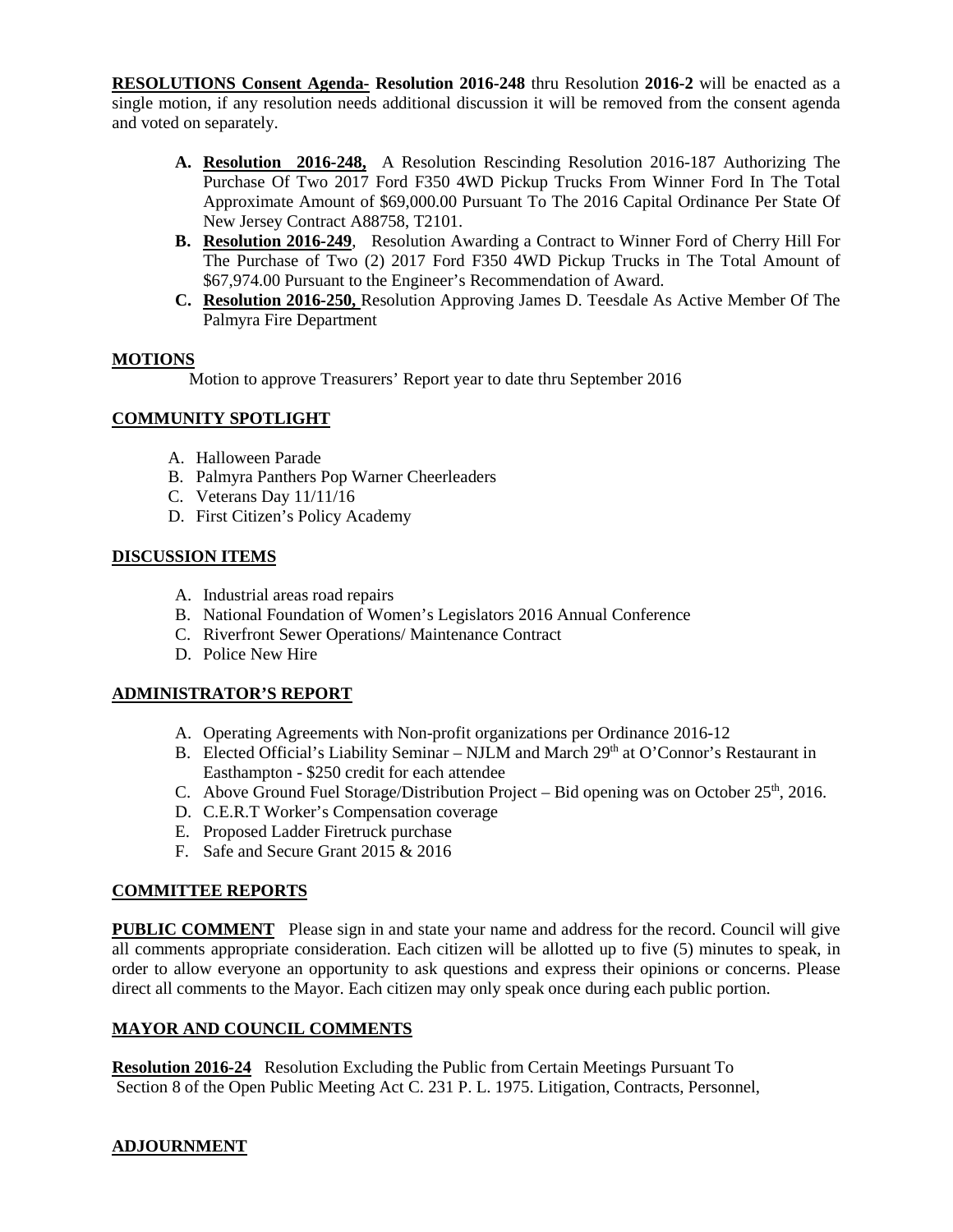**RESOLUTIONS Consent Agenda- Resolution 2016-248** thru Resolution **2016-2** will be enacted as a single motion, if any resolution needs additional discussion it will be removed from the consent agenda and voted on separately.

- **A. Resolution 2016-248,** A Resolution Rescinding Resolution 2016-187 Authorizing The Purchase Of Two 2017 Ford F350 4WD Pickup Trucks From Winner Ford In The Total Approximate Amount of $69,000.00 Pursuant To The 2016 Capital Ordinance Per State Of New Jersey Contract A88758, T2101.
- **B. Resolution 2016-249**, Resolution Awarding a Contract to Winner Ford of Cherry Hill For The Purchase of Two (2) 2017 Ford F350 4WD Pickup Trucks in The Total Amount of $67,974.00 Pursuant to the Engineer's Recommendation of Award.
- **C. Resolution 2016-250,** Resolution Approving James D. Teesdale As Active Member Of The Palmyra Fire Department

## MOTIONS

Motion to approve Treasurers' Report year to date thru September 2016

## COMMUNITY SPOTLIGHT

A. Halloween Parade
B. Palmyra Panthers Pop Warner Cheerleaders
C. Veterans Day 11/11/16
D. First Citizen's Policy Academy

## DISCUSSION ITEMS

A. Industrial areas road repairs
B. National Foundation of Women's Legislators 2016 Annual Conference
C. Riverfront Sewer Operations/ Maintenance Contract
D. Police New Hire

## ADMINISTRATOR'S REPORT

A. Operating Agreements with Non-profit organizations per Ordinance 2016-12
B. Elected Official's Liability Seminar – NJLM and March 29th at O'Connor's Restaurant in Easthampton - $250 credit for each attendee
C. Above Ground Fuel Storage/Distribution Project – Bid opening was on October 25th, 2016.
D. C.E.R.T Worker's Compensation coverage
E. Proposed Ladder Firetruck purchase
F. Safe and Secure Grant 2015 & 2016

## COMMITTEE REPORTS

**PUBLIC COMMENT** Please sign in and state your name and address for the record. Council will give all comments appropriate consideration. Each citizen will be allotted up to five (5) minutes to speak, in order to allow everyone an opportunity to ask questions and express their opinions or concerns. Please direct all comments to the Mayor. Each citizen may only speak once during each public portion.

## MAYOR AND COUNCIL COMMENTS

**Resolution 2016-24** Resolution Excluding the Public from Certain Meetings Pursuant To Section 8 of the Open Public Meeting Act C. 231 P. L. 1975. Litigation, Contracts, Personnel,

## ADJOURNMENT